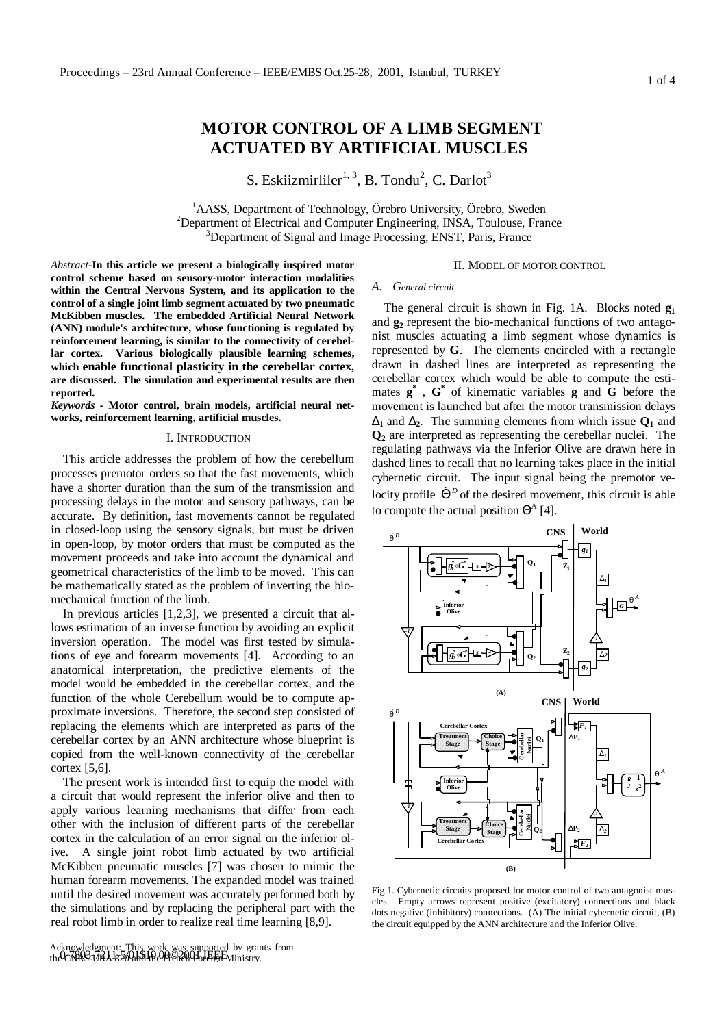# MOTOR CONTROL OF A LIMB SEGMENT ACTUATED BY ARTIFICIAL MUSCLES

S. Eskiizmirliler[1, 3], B. Tondu[2], C. Darlot[3]

[1]AASS, Department of Technology, Örebro University, Örebro, Sweden
[2]Department of Electrical and Computer Engineering, INSA, Toulouse, France
[3]Department of Signal and Image Processing, ENST, Paris, France

*Abstract*-**In this article we present a biologically inspired motor control scheme based on sensory-motor interaction modalities within the Central Nervous System, and its application to the control of a single joint limb segment actuated by two pneumatic McKibben muscles. The embedded Artificial Neural Network (ANN) module's architecture, whose functioning is regulated by reinforcement learning, is similar to the connectivity of cerebellar cortex. Various biologically plausible learning schemes, which enable functional plasticity in the cerebellar cortex, are discussed. The simulation and experimental results are then reported.**

***Keywords* - Motor control, brain models, artificial neural networks, reinforcement learning, artificial muscles.**

## I. Introduction

This article addresses the problem of how the cerebellum processes premotor orders so that the fast movements, which have a shorter duration than the sum of the transmission and processing delays in the motor and sensory pathways, can be accurate. By definition, fast movements cannot be regulated in closed-loop using the sensory signals, but must be driven in open-loop, by motor orders that must be computed as the movement proceeds and take into account the dynamical and geometrical characteristics of the limb to be moved. This can be mathematically stated as the problem of inverting the biomechanical function of the limb.

In previous articles [1,2,3], we presented a circuit that allows estimation of an inverse function by avoiding an explicit inversion operation. The model was first tested by simulations of eye and forearm movements [4]. According to an anatomical interpretation, the predictive elements of the model would be embedded in the cerebellar cortex, and the function of the whole Cerebellum would be to compute approximate inversions. Therefore, the second step consisted of replacing the elements which are interpreted as parts of the cerebellar cortex by an ANN architecture whose blueprint is copied from the well-known connectivity of the cerebellar cortex [5,6].

The present work is intended first to equip the model with a circuit that would represent the inferior olive and then to apply various learning mechanisms that differ from each other with the inclusion of different parts of the cerebellar cortex in the calculation of an error signal on the inferior olive. A single joint robot limb actuated by two artificial McKibben pneumatic muscles [7] was chosen to mimic the human forearm movements. The expanded model was trained until the desired movement was accurately performed both by the simulations and by replacing the peripheral part with the real robot limb in order to realize real time learning [8,9].

## II. Model of Motor Control

### A. General circuit

The general circuit is shown in Fig. 1A. Blocks noted $\mathbf{g_1}$ and $\mathbf{g_2}$ represent the bio-mechanical functions of two antagonist muscles actuating a limb segment whose dynamics is represented by $\mathbf{G}$. The elements encircled with a rectangle drawn in dashed lines are interpreted as representing the cerebellar cortex which would be able to compute the estimates $\mathbf{g}^*$, $\mathbf{G}^*$ of kinematic variables $\mathbf{g}$ and $\mathbf{G}$ before the movement is launched but after the motor transmission delays $\Delta_1$ and $\Delta_2$. The summing elements from which issue $\mathbf{Q_1}$ and $\mathbf{Q_2}$ are interpreted as representing the cerebellar nuclei. The regulating pathways via the Inferior Olive are drawn here in dashed lines to recall that no learning takes place in the initial cybernetic circuit. The input signal being the premotor velocity profile $\dot{\Theta}^D$ of the desired movement, this circuit is able to compute the actual position $\Theta^A$ [4].

Fig.1. Cybernetic circuits proposed for motor control of two antagonist muscles. Empty arrows represent positive (excitatory) connections and black dots negative (inhibitory) connections. (A) The initial cybernetic circuit, (B) the circuit equipped by the ANN architecture and the Inferior Olive.

Acknowledgment: This work was supported by grants from the CNRS-URA 820 and the French Foreign Ministry.

0-7803-7211-5/01$10.00©2001 IEEE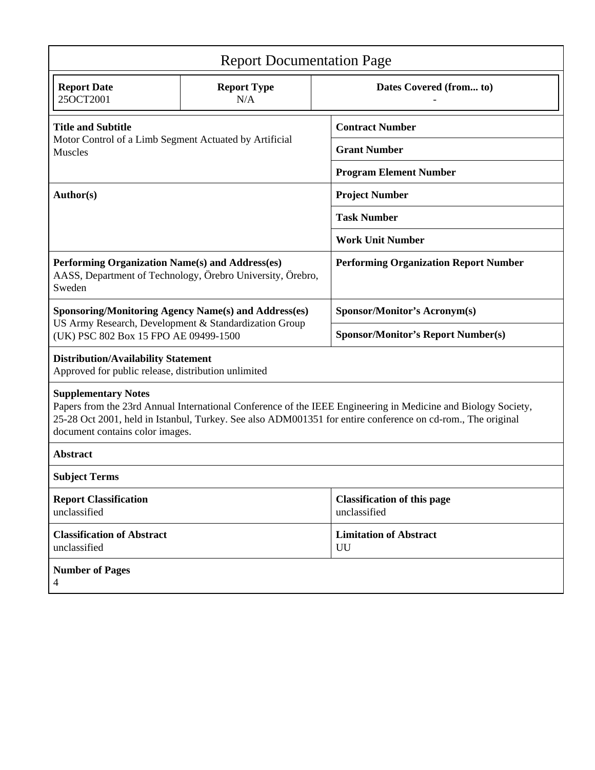# Report Documentation Page

| Report Date | Report Type | Dates Covered (from... to) |
|---|---|---|
| 25OCT2001 | N/A | - |

| | |
|---|---|
| **Title and Subtitle**<br>Motor Control of a Limb Segment Actuated by Artificial Muscles | **Contract Number** |
| | **Grant Number** |
| | **Program Element Number** |
| **Author(s)** | **Project Number** |
| | **Task Number** |
| | **Work Unit Number** |
| **Performing Organization Name(s) and Address(es)**<br>AASS, Department of Technology, Örebro University, Örebro, Sweden | **Performing Organization Report Number** |
| **Sponsoring/Monitoring Agency Name(s) and Address(es)**<br>US Army Research, Development & Standardization Group (UK) PSC 802 Box 15 FPO AE 09499-1500 | **Sponsor/Monitor's Acronym(s)** |
| | **Sponsor/Monitor's Report Number(s)** |

**Distribution/Availability Statement**
Approved for public release, distribution unlimited

**Supplementary Notes**
Papers from the 23rd Annual International Conference of the IEEE Engineering in Medicine and Biology Society, 25-28 Oct 2001, held in Istanbul, Turkey. See also ADM001351 for entire conference on cd-rom., The original document contains color images.

**Abstract**

**Subject Terms**

| | |
|---|---|
| **Report Classification**<br>unclassified | **Classification of this page**<br>unclassified |
| **Classification of Abstract**<br>unclassified | **Limitation of Abstract**<br>UU |

**Number of Pages**
4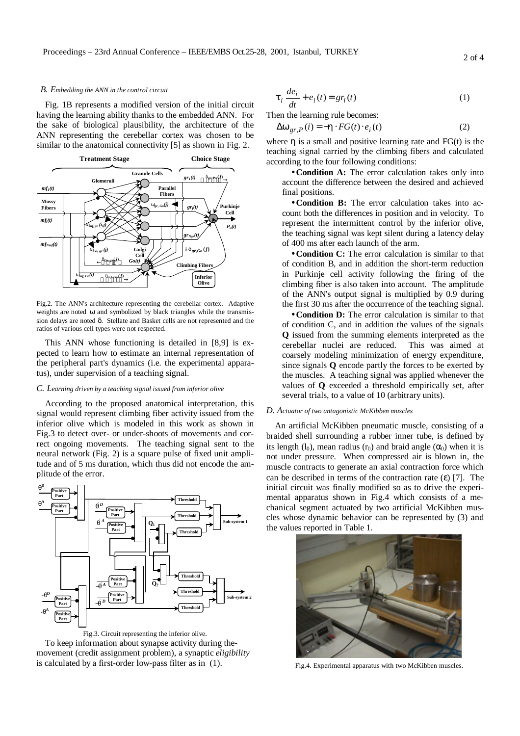### B. Embedding the ANN in the control circuit

Fig. 1B represents a modified version of the initial circuit having the learning ability thanks to the embedded ANN. For the sake of biological plausibility, the architecture of the ANN representing the cerebellar cortex was chosen to be similar to the anatomical connectivity [5] as shown in Fig. 2.

Fig.2. The ANN's architecture representing the cerebellar cortex. Adaptive weights are noted ω and symbolized by black triangles while the transmission delays are noted δ. Stellate and Basket cells are not represented and the ratios of various cell types were not respected.

This ANN whose functioning is detailed in [8,9] is expected to learn how to estimate an internal representation of the peripheral part's dynamics (i.e. the experimental apparatus), under supervision of a teaching signal.

### C. Learning driven by a teaching signal issued from inferior olive

According to the proposed anatomical interpretation, this signal would represent climbing fiber activity issued from the inferior olive which is modeled in this work as shown in Fig.3 to detect over- or under-shoots of movements and correct ongoing movements. The teaching signal sent to the neural network (Fig. 2) is a square pulse of fixed unit amplitude and of 5 ms duration, which thus did not encode the amplitude of the error.

Fig.3. Circuit representing the inferior olive.

To keep information about synapse activity during the movement (credit assignment problem), a synaptic *eligibility* is calculated by a first-order low-pass filter as in (1).

$$\tau_i \frac{de_i}{dt} + e_i(t) = gr_i(t) \tag{1}$$

Then the learning rule becomes:

$$\Delta\omega_{gr,P}(i) = -\eta \cdot FG(t) \cdot e_i(t) \tag{2}$$

where $\eta$ is a small and positive learning rate and FG(t) is the teaching signal carried by the climbing fibers and calculated according to the four following conditions:

- **Condition A:** The error calculation takes only into account the difference between the desired and achieved final positions.
- **Condition B:** The error calculation takes into account both the differences in position and in velocity. To represent the intermittent control by the inferior olive, the teaching signal was kept silent during a latency delay of 400 ms after each launch of the arm.
- **Condition C:** The error calculation is similar to that of condition B, and in addition the short-term reduction in Purkinje cell activity following the firing of the climbing fiber is also taken into account. The amplitude of the ANN's output signal is multiplied by 0.9 during the first 30 ms after the occurrence of the teaching signal.
- **Condition D:** The error calculation is similar to that of condition C, and in addition the values of the signals **Q** issued from the summing elements interpreted as the cerebellar nuclei are reduced. This was aimed at coarsely modeling minimization of energy expenditure, since signals **Q** encode partly the forces to be exerted by the muscles. A teaching signal was applied whenever the values of **Q** exceeded a threshold empirically set, after several trials, to a value of 10 (arbitrary units).

### D. Actuator of two antagonistic McKibben muscles

An artificial McKibben pneumatic muscle, consisting of a braided shell surrounding a rubber inner tube, is defined by its length ($l_0$), mean radius ($r_0$) and braid angle ($\alpha_0$) when it is not under pressure. When compressed air is blown in, the muscle contracts to generate an axial contraction force which can be described in terms of the contraction rate ($\varepsilon$) [7]. The initial circuit was finally modified so as to drive the experimental apparatus shown in Fig.4 which consists of a mechanical segment actuated by two artificial McKibben muscles whose dynamic behavior can be represented by (3) and the values reported in Table 1.

Fig.4. Experimental apparatus with two McKibben muscles.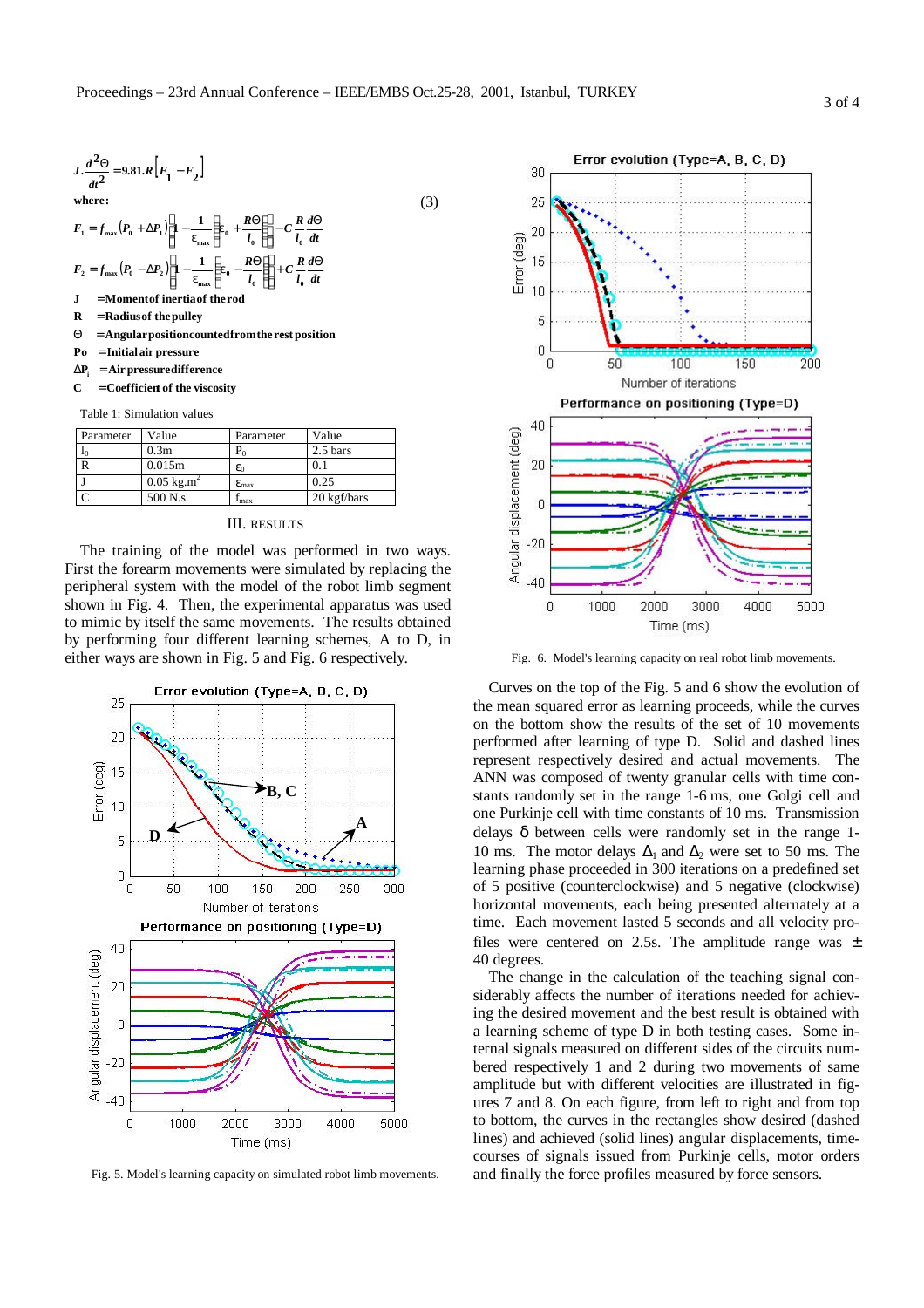$$J \cdot \frac{d^2\Theta}{dt^2} = 9.81 \cdot R\left[F_1 - F_2\right] \tag{3}$$

where:

$$F_1 = f_{max}\left(P_0 + \Delta P_1\right)\left[1 - \frac{1}{\varepsilon_{max}}\left(\varepsilon_0 + \frac{R\Theta}{l_0}\right)\right] - C\frac{R}{l_0}\frac{d\Theta}{dt}$$

$$F_2 = f_{max}\left(P_0 - \Delta P_2\right)\left[1 - \frac{1}{\varepsilon_{max}}\left(\varepsilon_0 - \frac{R\Theta}{l_0}\right)\right] + C\frac{R}{l_0}\frac{d\Theta}{dt}$$

**J** =Moment of inertia of the rod
**R** =Radius of the pulley
**Θ** =Angular position counted from the rest position
**Po** =Initial air pressure
**$\Delta P_i$** =Air pressure difference
**C** =Coefficient of the viscosity

Table 1: Simulation values

| Parameter | Value | Parameter | Value |
|---|---|---|---|
| $l_0$ | 0.3m | $P_0$ | 2.5 bars |
| R | 0.015m | $\varepsilon_0$ | 0.1 |
| J | 0.05 kg.m$^2$ | $\varepsilon_{max}$ | 0.25 |
| C | 500 N.s | $f_{max}$ | 20 kgf/bars |

## III. Results

The training of the model was performed in two ways. First the forearm movements were simulated by replacing the peripheral system with the model of the robot limb segment shown in Fig. 4. Then, the experimental apparatus was used to mimic by itself the same movements. The results obtained by performing four different learning schemes, A to D, in either ways are shown in Fig. 5 and Fig. 6 respectively.

Fig. 5. Model's learning capacity on simulated robot limb movements.

Fig. 6. Model's learning capacity on real robot limb movements.

Curves on the top of the Fig. 5 and 6 show the evolution of the mean squared error as learning proceeds, while the curves on the bottom show the results of the set of 10 movements performed after learning of type D. Solid and dashed lines represent respectively desired and actual movements. The ANN was composed of twenty granular cells with time constants randomly set in the range 1-6 ms, one Golgi cell and one Purkinje cell with time constants of 10 ms. Transmission delays δ between cells were randomly set in the range 1-10 ms. The motor delays $\Delta_1$ and $\Delta_2$ were set to 50 ms. The learning phase proceeded in 300 iterations on a predefined set of 5 positive (counterclockwise) and 5 negative (clockwise) horizontal movements, each being presented alternately at a time. Each movement lasted 5 seconds and all velocity profiles were centered on 2.5s. The amplitude range was ± 40 degrees.

The change in the calculation of the teaching signal considerably affects the number of iterations needed for achieving the desired movement and the best result is obtained with a learning scheme of type D in both testing cases. Some internal signals measured on different sides of the circuits numbered respectively 1 and 2 during two movements of same amplitude but with different velocities are illustrated in figures 7 and 8. On each figure, from left to right and from top to bottom, the curves in the rectangles show desired (dashed lines) and achieved (solid lines) angular displacements, time-courses of signals issued from Purkinje cells, motor orders and finally the force profiles measured by force sensors.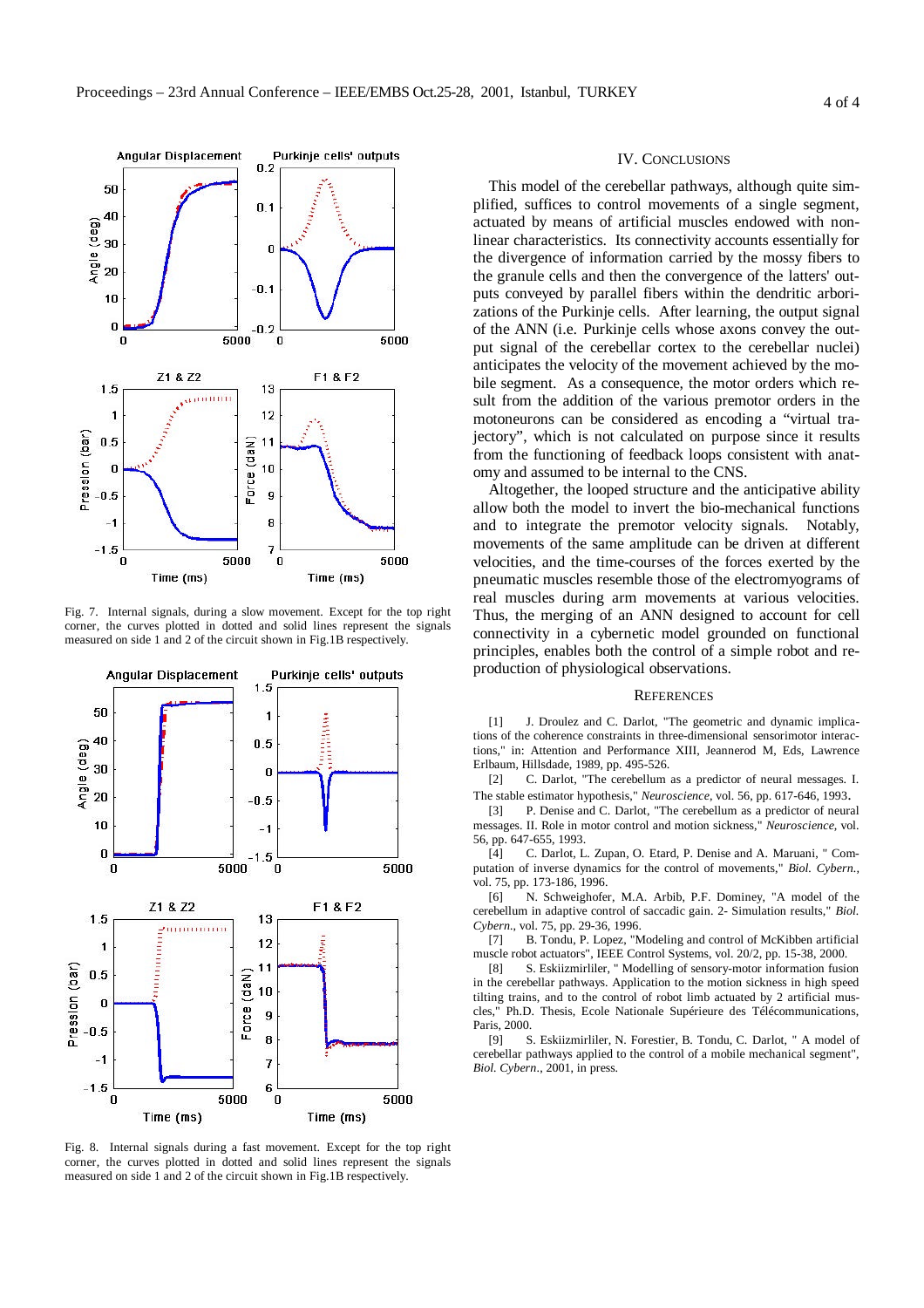Angular Displacement

Purkinje cells' outputs

Angle (deg)

50
40
30
20
10
0

0 5000

0.2
0.1
0
-0.1
-0.2

0 5000

Z1 & Z2

F1 & F2

Pression (bar)

1.5
1
0.5
0
-0.5
-1
-1.5

0 5000

Time (ms)

Force (daN)

13
12
11
10
9
8
7

0 5000

Time (ms)

Fig. 7. Internal signals, during a slow movement. Except for the top right corner, the curves plotted in dotted and solid lines represent the signals measured on side 1 and 2 of the circuit shown in Fig.1B respectively.

Angular Displacement

Purkinje cells' outputs

Angle (deg)

50
40
30
20
10
0

0 5000

1.5
1
0.5
0
-0.5
-1
-1.5

0 5000

Z1 & Z2

F1 & F2

Pression (bar)

1.5
1
0.5
0
-0.5
-1
-1.5

0 5000

Time (ms)

Force (daN)

13
12
11
10
9
8
7
6

0 5000

Time (ms)

Fig. 8. Internal signals during a fast movement. Except for the top right corner, the curves plotted in dotted and solid lines represent the signals measured on side 1 and 2 of the circuit shown in Fig.1B respectively.

## IV. Conclusions

This model of the cerebellar pathways, although quite simplified, suffices to control movements of a single segment, actuated by means of artificial muscles endowed with nonlinear characteristics. Its connectivity accounts essentially for the divergence of information carried by the mossy fibers to the granule cells and then the convergence of the latters' outputs conveyed by parallel fibers within the dendritic arborizations of the Purkinje cells. After learning, the output signal of the ANN (i.e. Purkinje cells whose axons convey the output signal of the cerebellar cortex to the cerebellar nuclei) anticipates the velocity of the movement achieved by the mobile segment. As a consequence, the motor orders which result from the addition of the various premotor orders in the motoneurons can be considered as encoding a "virtual trajectory", which is not calculated on purpose since it results from the functioning of feedback loops consistent with anatomy and assumed to be internal to the CNS.

Altogether, the looped structure and the anticipative ability allow both the model to invert the bio-mechanical functions and to integrate the premotor velocity signals. Notably, movements of the same amplitude can be driven at different velocities, and the time-courses of the forces exerted by the pneumatic muscles resemble those of the electromyograms of real muscles during arm movements at various velocities. Thus, the merging of an ANN designed to account for cell connectivity in a cybernetic model grounded on functional principles, enables both the control of a simple robot and reproduction of physiological observations.

## References

[1] J. Droulez and C. Darlot, "The geometric and dynamic implications of the coherence constraints in three-dimensional sensorimotor interactions," in: Attention and Performance XIII, Jeannerod M, Eds, Lawrence Erlbaum, Hillsdade, 1989, pp. 495-526.

[2] C. Darlot, "The cerebellum as a predictor of neural messages. I. The stable estimator hypothesis," *Neuroscience*, vol. 56, pp. 617-646, 1993.

[3] P. Denise and C. Darlot, "The cerebellum as a predictor of neural messages. II. Role in motor control and motion sickness," *Neuroscience*, vol. 56, pp. 647-655, 1993.

[4] C. Darlot, L. Zupan, O. Etard, P. Denise and A. Maruani, " Computation of inverse dynamics for the control of movements," *Biol. Cybern.*, vol. 75, pp. 173-186, 1996.

[6] N. Schweighofer, M.A. Arbib, P.F. Dominey, "A model of the cerebellum in adaptive control of saccadic gain. 2- Simulation results," *Biol. Cybern.*, vol. 75, pp. 29-36, 1996.

[7] B. Tondu, P. Lopez, "Modeling and control of McKibben artificial muscle robot actuators", IEEE Control Systems, vol. 20/2, pp. 15-38, 2000.

[8] S. Eskiizmirliler, " Modelling of sensory-motor information fusion in the cerebellar pathways. Application to the motion sickness in high speed tilting trains, and to the control of robot limb actuated by 2 artificial muscles," Ph.D. Thesis, Ecole Nationale Supérieure des Télécommunications, Paris, 2000.

[9] S. Eskiizmirliler, N. Forestier, B. Tondu, C. Darlot, " A model of cerebellar pathways applied to the control of a mobile mechanical segment", *Biol. Cybern.*, 2001, in press.